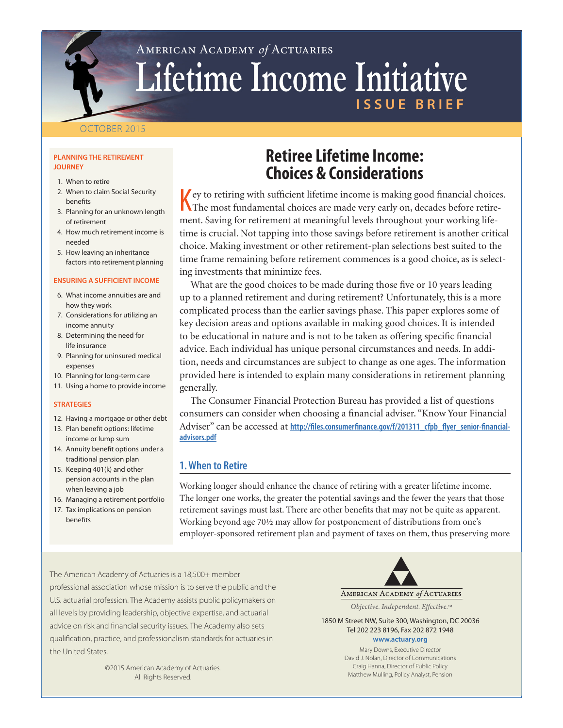American Academy *of* Actuaries

# Lifetime Income Initiative

ISSUE BRIEF

OCTOBER 2015

**PLANNING THE RETIREMENT JOURNEY**

1. When to retire
2. When to claim Social Security benefits
3. Planning for an unknown length of retirement
4. How much retirement income is needed
5. How leaving an inheritance factors into retirement planning

**ENSURING A SUFFICIENT INCOME**

6. What income annuities are and how they work
7. Considerations for utilizing an income annuity
8. Determining the need for life insurance
9. Planning for uninsured medical expenses
10. Planning for long-term care
11. Using a home to provide income

**STRATEGIES**

12. Having a mortgage or other debt
13. Plan benefit options: lifetime income or lump sum
14. Annuity benefit options under a traditional pension plan
15. Keeping 401(k) and other pension accounts in the plan when leaving a job
16. Managing a retirement portfolio
17. Tax implications on pension benefits

## Retiree Lifetime Income: Choices & Considerations

Key to retiring with sufficient lifetime income is making good financial choices. The most fundamental choices are made very early on, decades before retirement. Saving for retirement at meaningful levels throughout your working lifetime is crucial. Not tapping into those savings before retirement is another critical choice. Making investment or other retirement-plan selections best suited to the time frame remaining before retirement commences is a good choice, as is selecting investments that minimize fees.

What are the good choices to be made during those five or 10 years leading up to a planned retirement and during retirement? Unfortunately, this is a more complicated process than the earlier savings phase. This paper explores some of key decision areas and options available in making good choices. It is intended to be educational in nature and is not to be taken as offering specific financial advice. Each individual has unique personal circumstances and needs. In addition, needs and circumstances are subject to change as one ages. The information provided here is intended to explain many considerations in retirement planning generally.

The Consumer Financial Protection Bureau has provided a list of questions consumers can consider when choosing a financial adviser. "Know Your Financial Adviser" can be accessed at **http://files.consumerfinance.gov/f/201311_cfpb_flyer_senior-financial-advisors.pdf**

### 1. When to Retire

Working longer should enhance the chance of retiring with a greater lifetime income. The longer one works, the greater the potential savings and the fewer the years that those retirement savings must last. There are other benefits that may not be quite as apparent. Working beyond age 70½ may allow for postponement of distributions from one's employer-sponsored retirement plan and payment of taxes on them, thus preserving more

The American Academy of Actuaries is a 18,500+ member professional association whose mission is to serve the public and the U.S. actuarial profession. The Academy assists public policymakers on all levels by providing leadership, objective expertise, and actuarial advice on risk and financial security issues. The Academy also sets qualification, practice, and professionalism standards for actuaries in the United States.

©2015 American Academy of Actuaries. All Rights Reserved.

American Academy *of* Actuaries

*Objective. Independent. Effective.™*

1850 M Street NW, Suite 300, Washington, DC 20036
Tel 202 223 8196, Fax 202 872 1948
**www.actuary.org**

Mary Downs, Executive Director
David J. Nolan, Director of Communications
Craig Hanna, Director of Public Policy
Matthew Mulling, Policy Analyst, Pension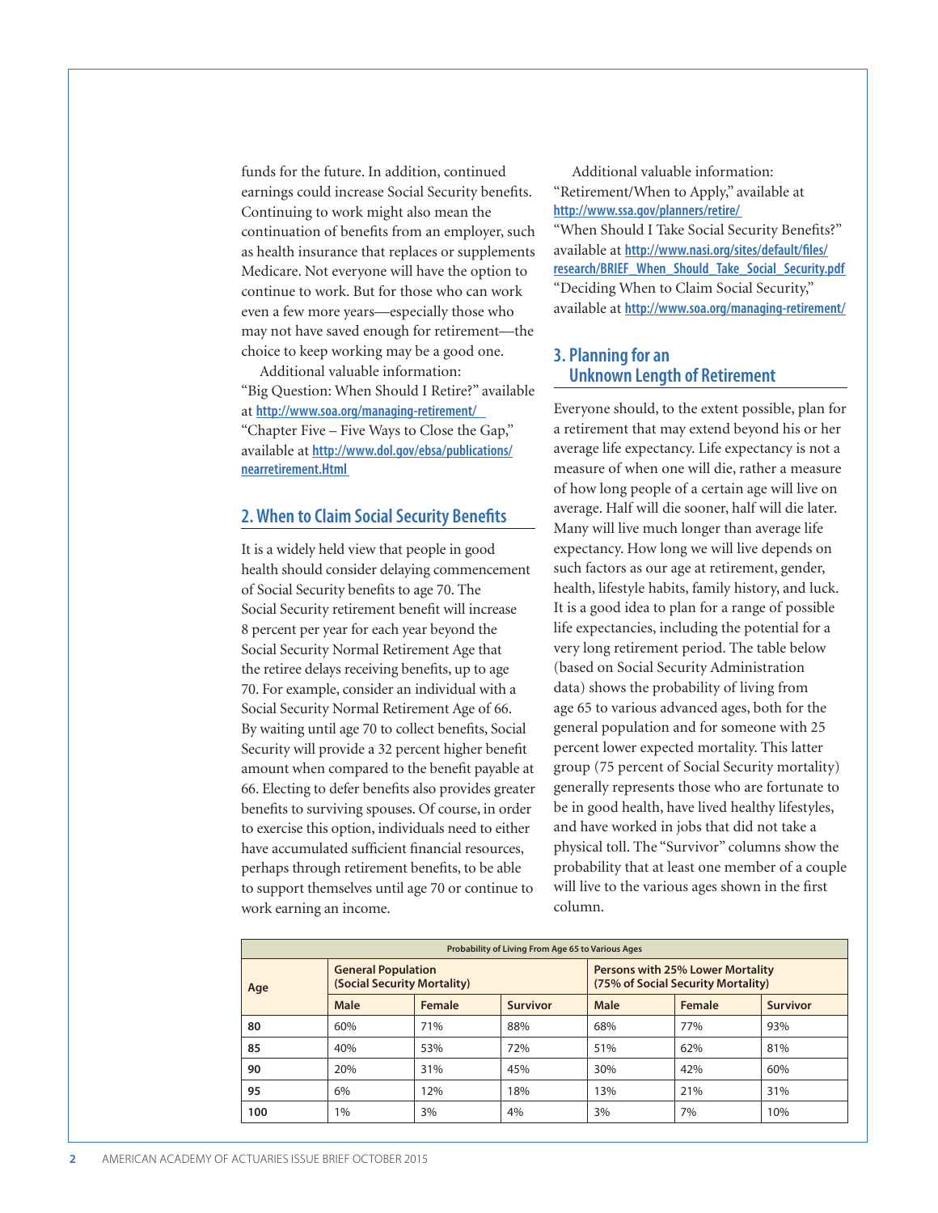funds for the future. In addition, continued earnings could increase Social Security benefits. Continuing to work might also mean the continuation of benefits from an employer, such as health insurance that replaces or supplements Medicare. Not everyone will have the option to continue to work. But for those who can work even a few more years—especially those who may not have saved enough for retirement—the choice to keep working may be a good one.

Additional valuable information:
"Big Question: When Should I Retire?" available at **http://www.soa.org/managing-retirement/**
"Chapter Five – Five Ways to Close the Gap," available at **http://www.dol.gov/ebsa/publications/nearretirement.Html**

## 2. When to Claim Social Security Benefits

It is a widely held view that people in good health should consider delaying commencement of Social Security benefits to age 70. The Social Security retirement benefit will increase 8 percent per year for each year beyond the Social Security Normal Retirement Age that the retiree delays receiving benefits, up to age 70. For example, consider an individual with a Social Security Normal Retirement Age of 66. By waiting until age 70 to collect benefits, Social Security will provide a 32 percent higher benefit amount when compared to the benefit payable at 66. Electing to defer benefits also provides greater benefits to surviving spouses. Of course, in order to exercise this option, individuals need to either have accumulated sufficient financial resources, perhaps through retirement benefits, to be able to support themselves until age 70 or continue to work earning an income.

Additional valuable information:
"Retirement/When to Apply," available at **http://www.ssa.gov/planners/retire/**
"When Should I Take Social Security Benefits?" available at **http://www.nasi.org/sites/default/files/research/BRIEF_When_Should_Take_Social_Security.pdf**
"Deciding When to Claim Social Security," available at **http://www.soa.org/managing-retirement/**

## 3. Planning for an Unknown Length of Retirement

Everyone should, to the extent possible, plan for a retirement that may extend beyond his or her average life expectancy. Life expectancy is not a measure of when one will die, rather a measure of how long people of a certain age will live on average. Half will die sooner, half will die later. Many will live much longer than average life expectancy. How long we will live depends on such factors as our age at retirement, gender, health, lifestyle habits, family history, and luck. It is a good idea to plan for a range of possible life expectancies, including the potential for a very long retirement period. The table below (based on Social Security Administration data) shows the probability of living from age 65 to various advanced ages, both for the general population and for someone with 25 percent lower expected mortality. This latter group (75 percent of Social Security mortality) generally represents those who are fortunate to be in good health, have lived healthy lifestyles, and have worked in jobs that did not take a physical toll. The "Survivor" columns show the probability that at least one member of a couple will live to the various ages shown in the first column.

**Probability of Living From Age 65 to Various Ages**

| Age | General Population (Social Security Mortality) | | | Persons with 25% Lower Mortality (75% of Social Security Mortality) | | |
|---|---|---|---|---|---|---|
| | Male | Female | Survivor | Male | Female | Survivor |
| 80 | 60% | 71% | 88% | 68% | 77% | 93% |
| 85 | 40% | 53% | 72% | 51% | 62% | 81% |
| 90 | 20% | 31% | 45% | 30% | 42% | 60% |
| 95 | 6% | 12% | 18% | 13% | 21% | 31% |
| 100 | 1% | 3% | 4% | 3% | 7% | 10% |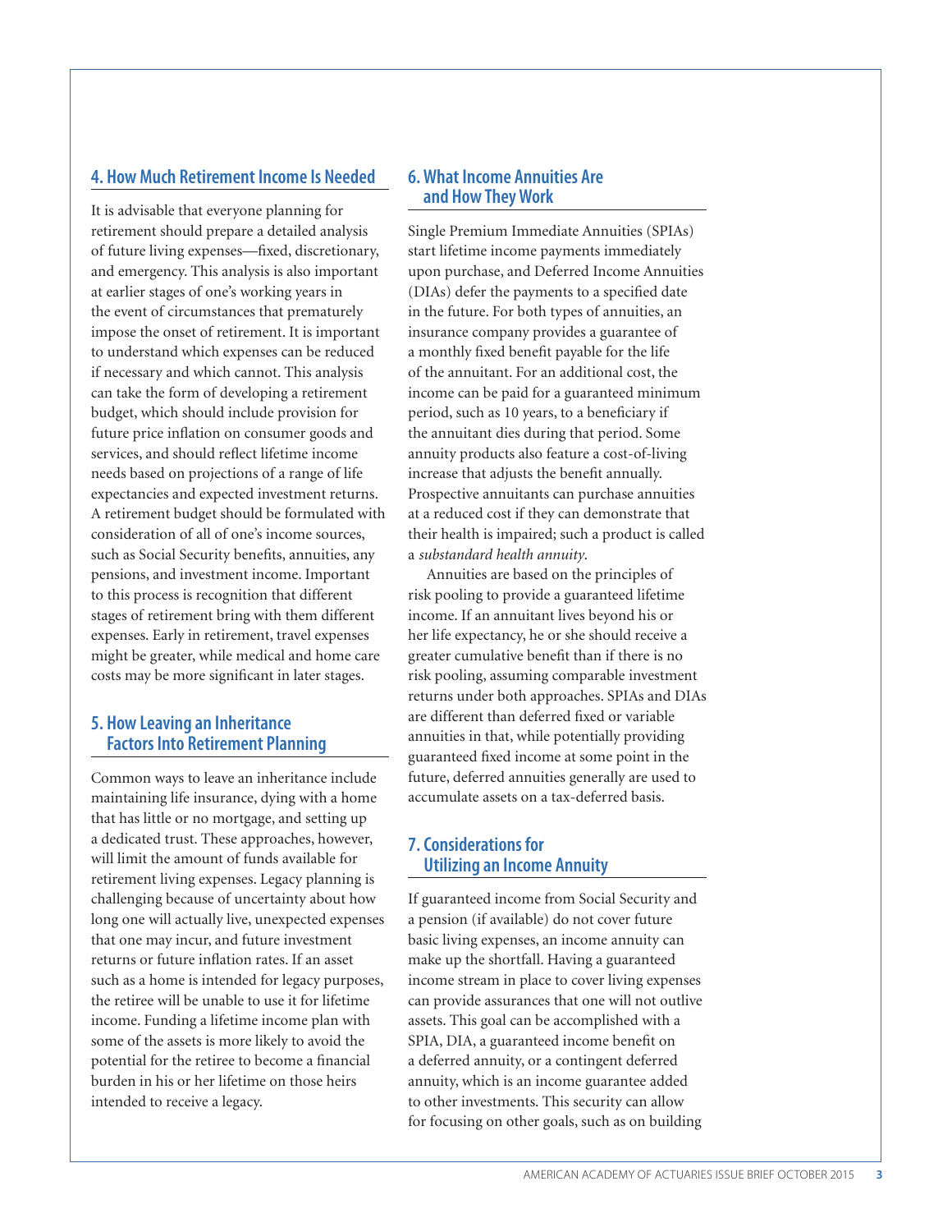## 4. How Much Retirement Income Is Needed

It is advisable that everyone planning for retirement should prepare a detailed analysis of future living expenses—fixed, discretionary, and emergency. This analysis is also important at earlier stages of one's working years in the event of circumstances that prematurely impose the onset of retirement. It is important to understand which expenses can be reduced if necessary and which cannot. This analysis can take the form of developing a retirement budget, which should include provision for future price inflation on consumer goods and services, and should reflect lifetime income needs based on projections of a range of life expectancies and expected investment returns. A retirement budget should be formulated with consideration of all of one's income sources, such as Social Security benefits, annuities, any pensions, and investment income. Important to this process is recognition that different stages of retirement bring with them different expenses. Early in retirement, travel expenses might be greater, while medical and home care costs may be more significant in later stages.

## 5. How Leaving an Inheritance Factors Into Retirement Planning

Common ways to leave an inheritance include maintaining life insurance, dying with a home that has little or no mortgage, and setting up a dedicated trust. These approaches, however, will limit the amount of funds available for retirement living expenses. Legacy planning is challenging because of uncertainty about how long one will actually live, unexpected expenses that one may incur, and future investment returns or future inflation rates. If an asset such as a home is intended for legacy purposes, the retiree will be unable to use it for lifetime income. Funding a lifetime income plan with some of the assets is more likely to avoid the potential for the retiree to become a financial burden in his or her lifetime on those heirs intended to receive a legacy.

## 6. What Income Annuities Are and How They Work

Single Premium Immediate Annuities (SPIAs) start lifetime income payments immediately upon purchase, and Deferred Income Annuities (DIAs) defer the payments to a specified date in the future. For both types of annuities, an insurance company provides a guarantee of a monthly fixed benefit payable for the life of the annuitant. For an additional cost, the income can be paid for a guaranteed minimum period, such as 10 years, to a beneficiary if the annuitant dies during that period. Some annuity products also feature a cost-of-living increase that adjusts the benefit annually. Prospective annuitants can purchase annuities at a reduced cost if they can demonstrate that their health is impaired; such a product is called a *substandard health annuity*.

Annuities are based on the principles of risk pooling to provide a guaranteed lifetime income. If an annuitant lives beyond his or her life expectancy, he or she should receive a greater cumulative benefit than if there is no risk pooling, assuming comparable investment returns under both approaches. SPIAs and DIAs are different than deferred fixed or variable annuities in that, while potentially providing guaranteed fixed income at some point in the future, deferred annuities generally are used to accumulate assets on a tax-deferred basis.

## 7. Considerations for Utilizing an Income Annuity

If guaranteed income from Social Security and a pension (if available) do not cover future basic living expenses, an income annuity can make up the shortfall. Having a guaranteed income stream in place to cover living expenses can provide assurances that one will not outlive assets. This goal can be accomplished with a SPIA, DIA, a guaranteed income benefit on a deferred annuity, or a contingent deferred annuity, which is an income guarantee added to other investments. This security can allow for focusing on other goals, such as on building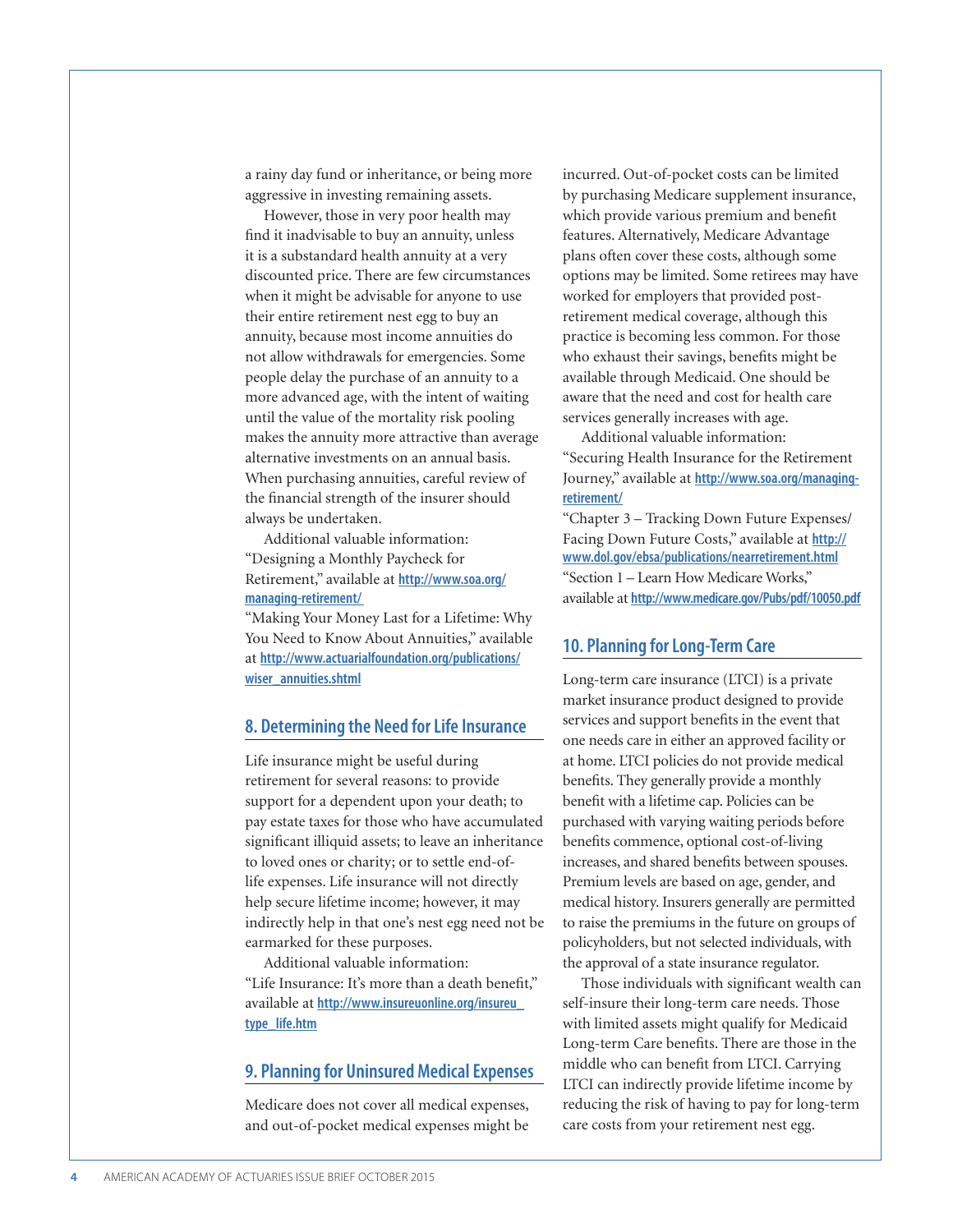a rainy day fund or inheritance, or being more aggressive in investing remaining assets.

However, those in very poor health may find it inadvisable to buy an annuity, unless it is a substandard health annuity at a very discounted price. There are few circumstances when it might be advisable for anyone to use their entire retirement nest egg to buy an annuity, because most income annuities do not allow withdrawals for emergencies. Some people delay the purchase of an annuity to a more advanced age, with the intent of waiting until the value of the mortality risk pooling makes the annuity more attractive than average alternative investments on an annual basis. When purchasing annuities, careful review of the financial strength of the insurer should always be undertaken.

Additional valuable information:
"Designing a Monthly Paycheck for Retirement," available at **http://www.soa.org/managing-retirement/**
"Making Your Money Last for a Lifetime: Why You Need to Know About Annuities," available at **http://www.actuarialfoundation.org/publications/wiser_annuities.shtml**

## 8. Determining the Need for Life Insurance

Life insurance might be useful during retirement for several reasons: to provide support for a dependent upon your death; to pay estate taxes for those who have accumulated significant illiquid assets; to leave an inheritance to loved ones or charity; or to settle end-of-life expenses. Life insurance will not directly help secure lifetime income; however, it may indirectly help in that one's nest egg need not be earmarked for these purposes.

Additional valuable information:
"Life Insurance: It's more than a death benefit," available at **http://www.insureuonline.org/insureu_type_life.htm**

## 9. Planning for Uninsured Medical Expenses

Medicare does not cover all medical expenses, and out-of-pocket medical expenses might be incurred. Out-of-pocket costs can be limited by purchasing Medicare supplement insurance, which provide various premium and benefit features. Alternatively, Medicare Advantage plans often cover these costs, although some options may be limited. Some retirees may have worked for employers that provided post-retirement medical coverage, although this practice is becoming less common. For those who exhaust their savings, benefits might be available through Medicaid. One should be aware that the need and cost for health care services generally increases with age.

Additional valuable information:
"Securing Health Insurance for the Retirement Journey," available at **http://www.soa.org/managing-retirement/**
"Chapter 3 – Tracking Down Future Expenses/ Facing Down Future Costs," available at **http://www.dol.gov/ebsa/publications/nearretirement.html**
"Section 1 – Learn How Medicare Works," available at **http://www.medicare.gov/Pubs/pdf/10050.pdf**

## 10. Planning for Long-Term Care

Long-term care insurance (LTCI) is a private market insurance product designed to provide services and support benefits in the event that one needs care in either an approved facility or at home. LTCI policies do not provide medical benefits. They generally provide a monthly benefit with a lifetime cap. Policies can be purchased with varying waiting periods before benefits commence, optional cost-of-living increases, and shared benefits between spouses. Premium levels are based on age, gender, and medical history. Insurers generally are permitted to raise the premiums in the future on groups of policyholders, but not selected individuals, with the approval of a state insurance regulator.

Those individuals with significant wealth can self-insure their long-term care needs. Those with limited assets might qualify for Medicaid Long-term Care benefits. There are those in the middle who can benefit from LTCI. Carrying LTCI can indirectly provide lifetime income by reducing the risk of having to pay for long-term care costs from your retirement nest egg.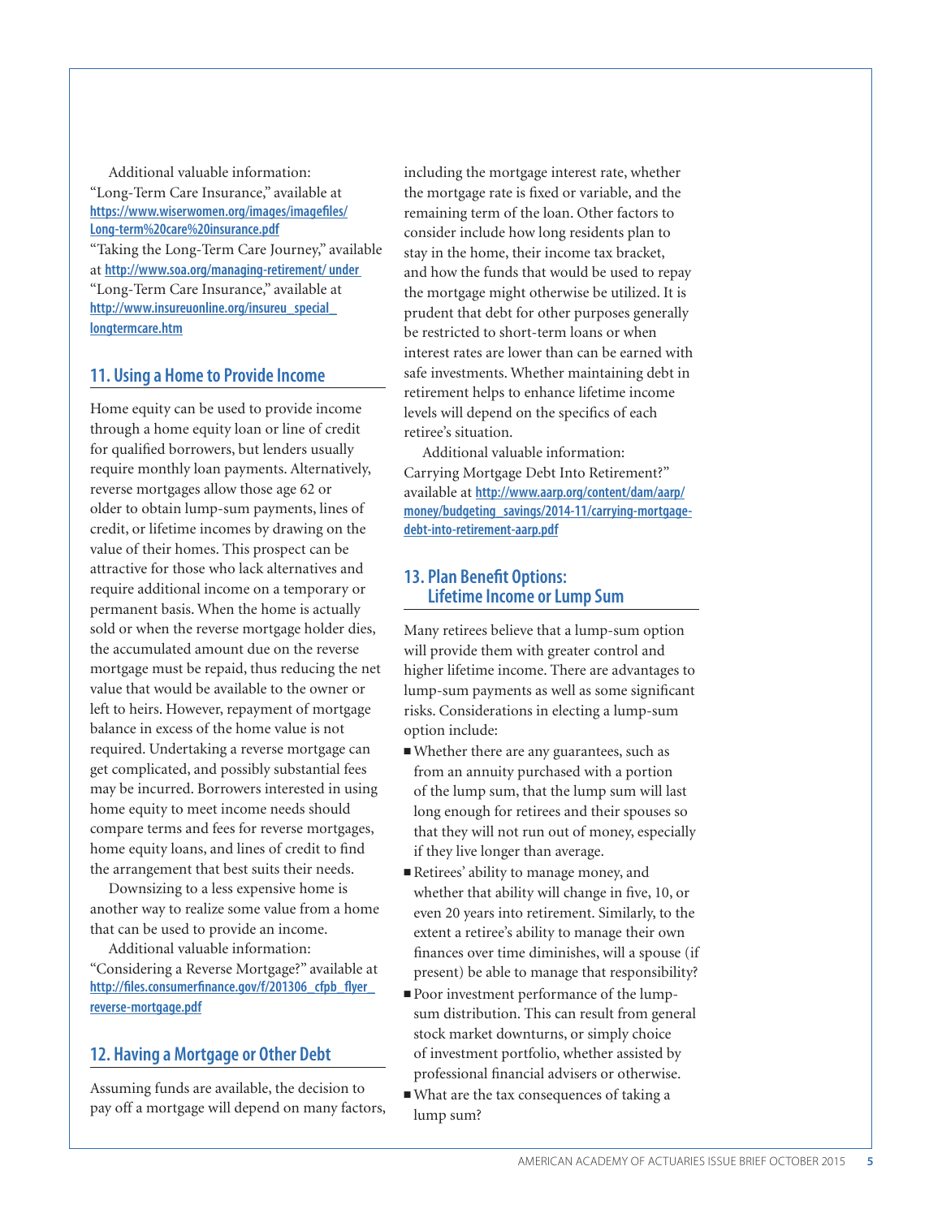Additional valuable information:
"Long-Term Care Insurance," available at https://www.wiserwomen.org/images/imagefiles/Long-term%20care%20insurance.pdf
"Taking the Long-Term Care Journey," available at http://www.soa.org/managing-retirement/ under "Long-Term Care Insurance," available at http://www.insureuonline.org/insureu_special_longtermcare.htm

## 11. Using a Home to Provide Income

Home equity can be used to provide income through a home equity loan or line of credit for qualified borrowers, but lenders usually require monthly loan payments. Alternatively, reverse mortgages allow those age 62 or older to obtain lump-sum payments, lines of credit, or lifetime incomes by drawing on the value of their homes. This prospect can be attractive for those who lack alternatives and require additional income on a temporary or permanent basis. When the home is actually sold or when the reverse mortgage holder dies, the accumulated amount due on the reverse mortgage must be repaid, thus reducing the net value that would be available to the owner or left to heirs. However, repayment of mortgage balance in excess of the home value is not required. Undertaking a reverse mortgage can get complicated, and possibly substantial fees may be incurred. Borrowers interested in using home equity to meet income needs should compare terms and fees for reverse mortgages, home equity loans, and lines of credit to find the arrangement that best suits their needs.

Downsizing to a less expensive home is another way to realize some value from a home that can be used to provide an income.

Additional valuable information:
"Considering a Reverse Mortgage?" available at http://files.consumerfinance.gov/f/201306_cfpb_flyer_reverse-mortgage.pdf

## 12. Having a Mortgage or Other Debt

Assuming funds are available, the decision to pay off a mortgage will depend on many factors, including the mortgage interest rate, whether the mortgage rate is fixed or variable, and the remaining term of the loan. Other factors to consider include how long residents plan to stay in the home, their income tax bracket, and how the funds that would be used to repay the mortgage might otherwise be utilized. It is prudent that debt for other purposes generally be restricted to short-term loans or when interest rates are lower than can be earned with safe investments. Whether maintaining debt in retirement helps to enhance lifetime income levels will depend on the specifics of each retiree's situation.

Additional valuable information:
Carrying Mortgage Debt Into Retirement?" available at http://www.aarp.org/content/dam/aarp/money/budgeting_savings/2014-11/carrying-mortgage-debt-into-retirement-aarp.pdf

## 13. Plan Benefit Options: Lifetime Income or Lump Sum

Many retirees believe that a lump-sum option will provide them with greater control and higher lifetime income. There are advantages to lump-sum payments as well as some significant risks. Considerations in electing a lump-sum option include:

- Whether there are any guarantees, such as from an annuity purchased with a portion of the lump sum, that the lump sum will last long enough for retirees and their spouses so that they will not run out of money, especially if they live longer than average.
- Retirees' ability to manage money, and whether that ability will change in five, 10, or even 20 years into retirement. Similarly, to the extent a retiree's ability to manage their own finances over time diminishes, will a spouse (if present) be able to manage that responsibility?
- Poor investment performance of the lump-sum distribution. This can result from general stock market downturns, or simply choice of investment portfolio, whether assisted by professional financial advisers or otherwise.
- What are the tax consequences of taking a lump sum?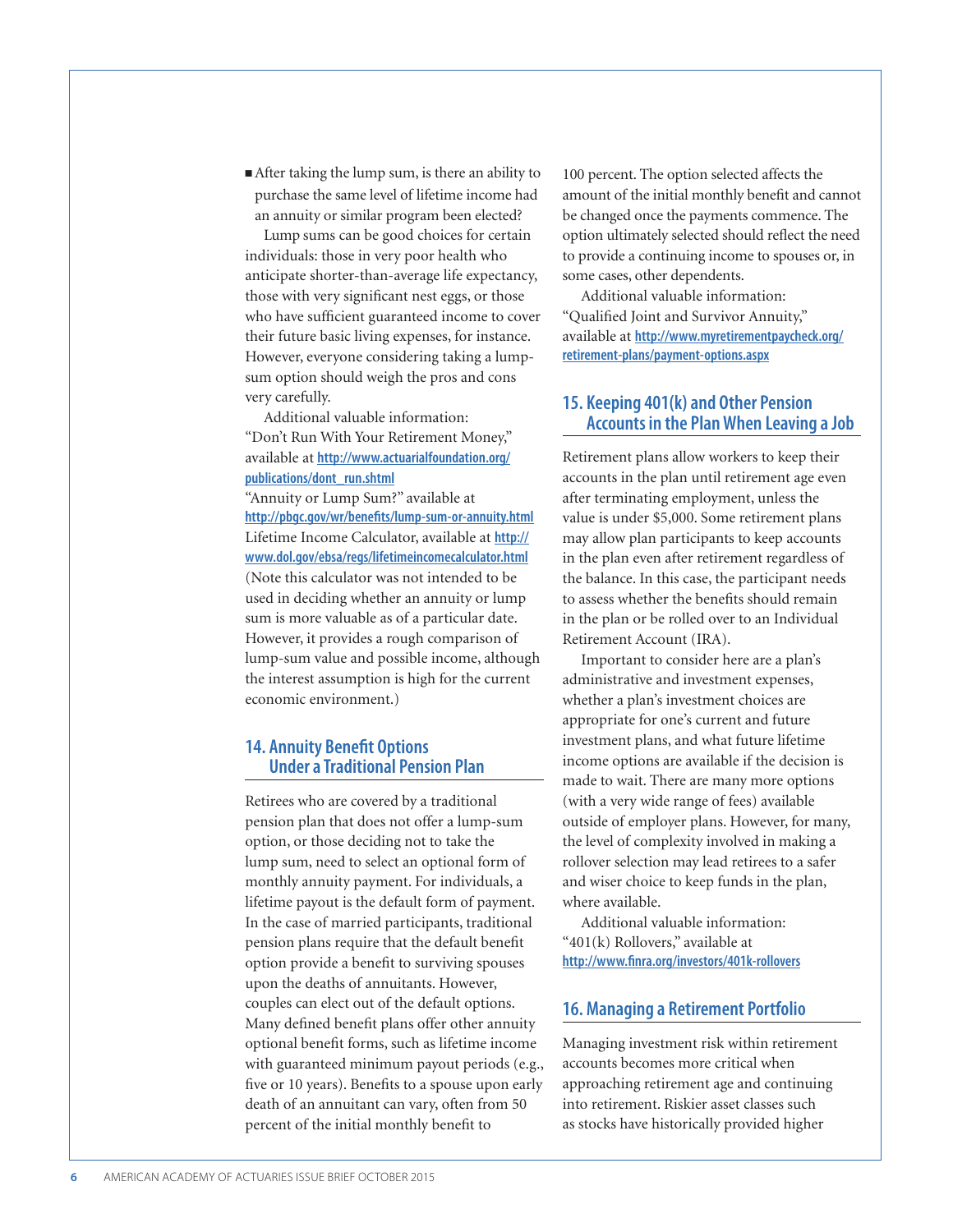- After taking the lump sum, is there an ability to purchase the same level of lifetime income had an annuity or similar program been elected?

Lump sums can be good choices for certain individuals: those in very poor health who anticipate shorter-than-average life expectancy, those with very significant nest eggs, or those who have sufficient guaranteed income to cover their future basic living expenses, for instance. However, everyone considering taking a lump-sum option should weigh the pros and cons very carefully.

Additional valuable information:
"Don't Run With Your Retirement Money," available at **http://www.actuarialfoundation.org/publications/dont_run.shtml**
"Annuity or Lump Sum?" available at **http://pbgc.gov/wr/benefits/lump-sum-or-annuity.html**
Lifetime Income Calculator, available at **http://www.dol.gov/ebsa/regs/lifetimeincomecalculator.html**
(Note this calculator was not intended to be used in deciding whether an annuity or lump sum is more valuable as of a particular date. However, it provides a rough comparison of lump-sum value and possible income, although the interest assumption is high for the current economic environment.)

## 14. Annuity Benefit Options Under a Traditional Pension Plan

Retirees who are covered by a traditional pension plan that does not offer a lump-sum option, or those deciding not to take the lump sum, need to select an optional form of monthly annuity payment. For individuals, a lifetime payout is the default form of payment. In the case of married participants, traditional pension plans require that the default benefit option provide a benefit to surviving spouses upon the deaths of annuitants. However, couples can elect out of the default options. Many defined benefit plans offer other annuity optional benefit forms, such as lifetime income with guaranteed minimum payout periods (e.g., five or 10 years). Benefits to a spouse upon early death of an annuitant can vary, often from 50 percent of the initial monthly benefit to 100 percent. The option selected affects the amount of the initial monthly benefit and cannot be changed once the payments commence. The option ultimately selected should reflect the need to provide a continuing income to spouses or, in some cases, other dependents.

Additional valuable information:
"Qualified Joint and Survivor Annuity," available at **http://www.myretirementpaycheck.org/retirement-plans/payment-options.aspx**

## 15. Keeping 401(k) and Other Pension Accounts in the Plan When Leaving a Job

Retirement plans allow workers to keep their accounts in the plan until retirement age even after terminating employment, unless the value is under $5,000. Some retirement plans may allow plan participants to keep accounts in the plan even after retirement regardless of the balance. In this case, the participant needs to assess whether the benefits should remain in the plan or be rolled over to an Individual Retirement Account (IRA).

Important to consider here are a plan's administrative and investment expenses, whether a plan's investment choices are appropriate for one's current and future investment plans, and what future lifetime income options are available if the decision is made to wait. There are many more options (with a very wide range of fees) available outside of employer plans. However, for many, the level of complexity involved in making a rollover selection may lead retirees to a safer and wiser choice to keep funds in the plan, where available.

Additional valuable information:
"401(k) Rollovers," available at **http://www.finra.org/investors/401k-rollovers**

## 16. Managing a Retirement Portfolio

Managing investment risk within retirement accounts becomes more critical when approaching retirement age and continuing into retirement. Riskier asset classes such as stocks have historically provided higher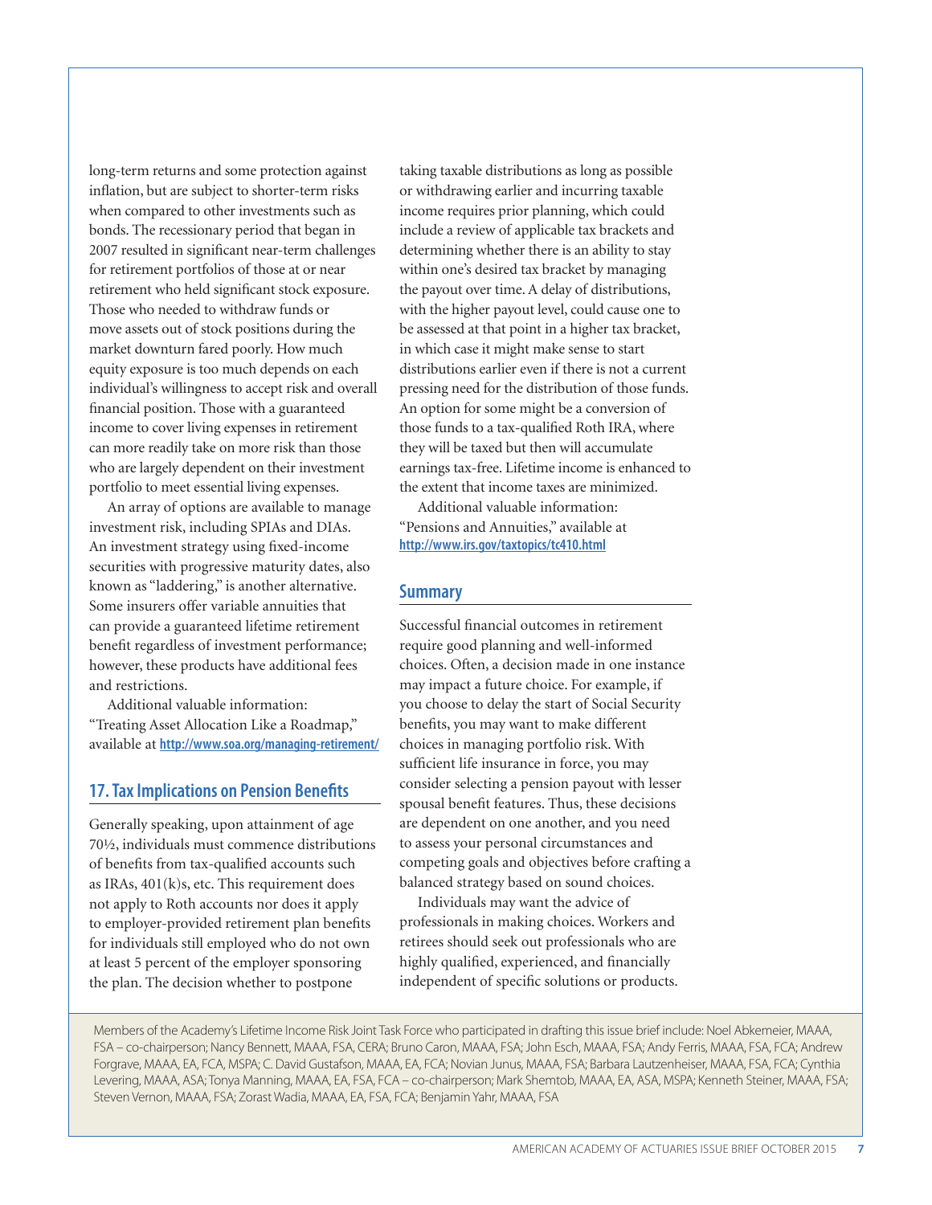long-term returns and some protection against inflation, but are subject to shorter-term risks when compared to other investments such as bonds. The recessionary period that began in 2007 resulted in significant near-term challenges for retirement portfolios of those at or near retirement who held significant stock exposure. Those who needed to withdraw funds or move assets out of stock positions during the market downturn fared poorly. How much equity exposure is too much depends on each individual's willingness to accept risk and overall financial position. Those with a guaranteed income to cover living expenses in retirement can more readily take on more risk than those who are largely dependent on their investment portfolio to meet essential living expenses.

An array of options are available to manage investment risk, including SPIAs and DIAs. An investment strategy using fixed-income securities with progressive maturity dates, also known as "laddering," is another alternative. Some insurers offer variable annuities that can provide a guaranteed lifetime retirement benefit regardless of investment performance; however, these products have additional fees and restrictions.

Additional valuable information: "Treating Asset Allocation Like a Roadmap," available at http://www.soa.org/managing-retirement/

## 17. Tax Implications on Pension Benefits

Generally speaking, upon attainment of age 70½, individuals must commence distributions of benefits from tax-qualified accounts such as IRAs, 401(k)s, etc. This requirement does not apply to Roth accounts nor does it apply to employer-provided retirement plan benefits for individuals still employed who do not own at least 5 percent of the employer sponsoring the plan. The decision whether to postpone taking taxable distributions as long as possible or withdrawing earlier and incurring taxable income requires prior planning, which could include a review of applicable tax brackets and determining whether there is an ability to stay within one's desired tax bracket by managing the payout over time. A delay of distributions, with the higher payout level, could cause one to be assessed at that point in a higher tax bracket, in which case it might make sense to start distributions earlier even if there is not a current pressing need for the distribution of those funds. An option for some might be a conversion of those funds to a tax-qualified Roth IRA, where they will be taxed but then will accumulate earnings tax-free. Lifetime income is enhanced to the extent that income taxes are minimized.

Additional valuable information: "Pensions and Annuities," available at http://www.irs.gov/taxtopics/tc410.html

## Summary

Successful financial outcomes in retirement require good planning and well-informed choices. Often, a decision made in one instance may impact a future choice. For example, if you choose to delay the start of Social Security benefits, you may want to make different choices in managing portfolio risk. With sufficient life insurance in force, you may consider selecting a pension payout with lesser spousal benefit features. Thus, these decisions are dependent on one another, and you need to assess your personal circumstances and competing goals and objectives before crafting a balanced strategy based on sound choices.

Individuals may want the advice of professionals in making choices. Workers and retirees should seek out professionals who are highly qualified, experienced, and financially independent of specific solutions or products.

Members of the Academy's Lifetime Income Risk Joint Task Force who participated in drafting this issue brief include: Noel Abkemeier, MAAA, FSA – co-chairperson; Nancy Bennett, MAAA, FSA, CERA; Bruno Caron, MAAA, FSA; John Esch, MAAA, FSA; Andy Ferris, MAAA, FSA, FCA; Andrew Forgrave, MAAA, EA, FCA, MSPA; C. David Gustafson, MAAA, EA, FCA; Novian Junus, MAAA, FSA; Barbara Lautzenheiser, MAAA, FSA, FCA; Cynthia Levering, MAAA, ASA; Tonya Manning, MAAA, EA, FSA, FCA – co-chairperson; Mark Shemtob, MAAA, EA, ASA, MSPA; Kenneth Steiner, MAAA, FSA; Steven Vernon, MAAA, FSA; Zorast Wadia, MAAA, EA, FSA, FCA; Benjamin Yahr, MAAA, FSA